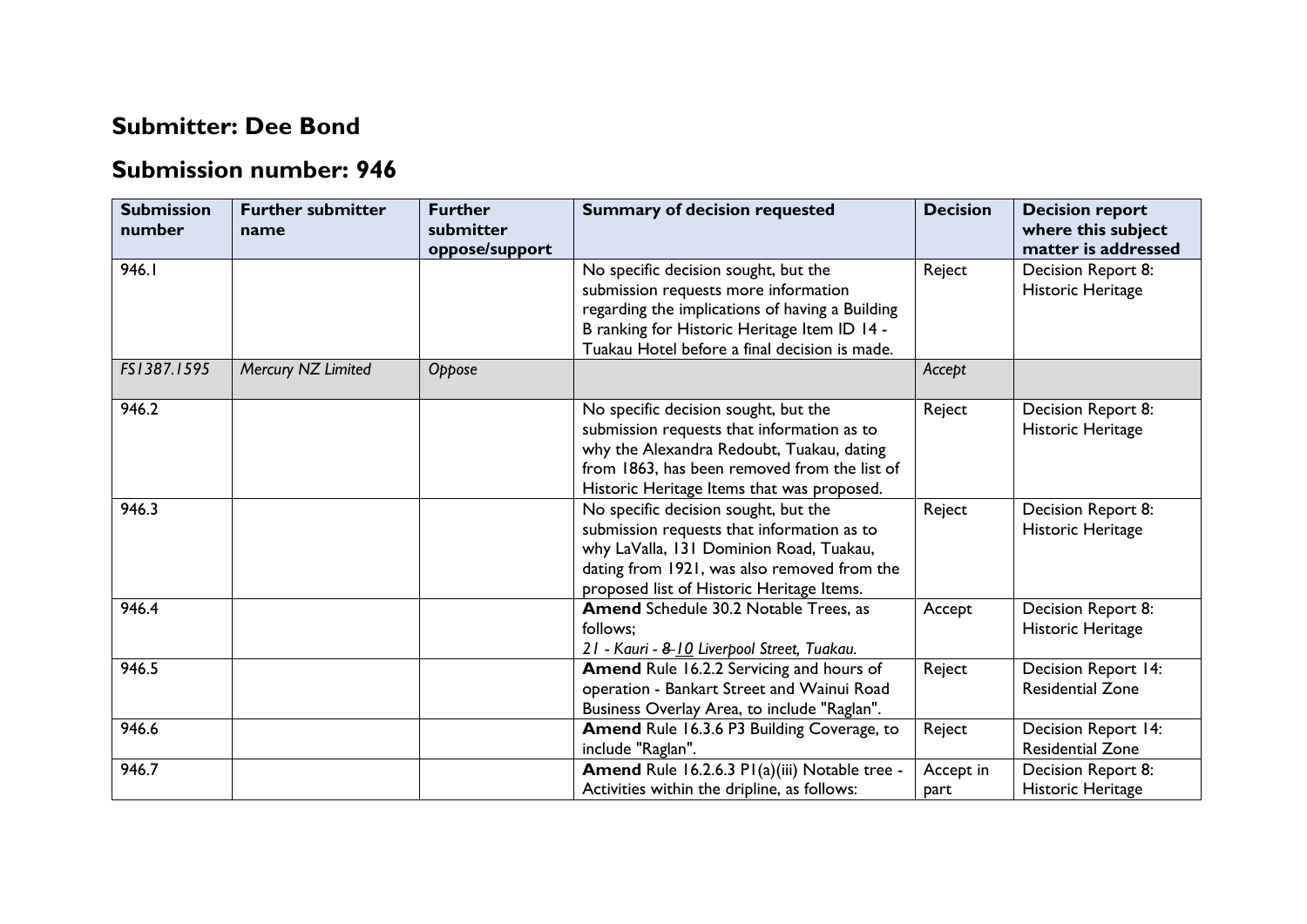## Submitter: Dee Bond

## Submission number: 946

| Submission number | Further submitter name | Further submitter oppose/support | Summary of decision requested | Decision | Decision report where this subject matter is addressed |
|---|---|---|---|---|---|
| 946.1 | | | No specific decision sought, but the submission requests more information regarding the implications of having a Building B ranking for Historic Heritage Item ID 14 - Tuakau Hotel before a final decision is made. | Reject | Decision Report 8: Historic Heritage |
| *FS1387.1595* | *Mercury NZ Limited* | *Oppose* | | *Accept* | |
| 946.2 | | | No specific decision sought, but the submission requests that information as to why the Alexandra Redoubt, Tuakau, dating from 1863, has been removed from the list of Historic Heritage Items that was proposed. | Reject | Decision Report 8: Historic Heritage |
| 946.3 | | | No specific decision sought, but the submission requests that information as to why LaValla, 131 Dominion Road, Tuakau, dating from 1921, was also removed from the proposed list of Historic Heritage Items. | Reject | Decision Report 8: Historic Heritage |
| 946.4 | | | **Amend** Schedule 30.2 Notable Trees, as follows; *21 - Kauri - ~~8~~ 10 Liverpool Street, Tuakau.* | Accept | Decision Report 8: Historic Heritage |
| 946.5 | | | **Amend** Rule 16.2.2 Servicing and hours of operation - Bankart Street and Wainui Road Business Overlay Area, to include "Raglan". | Reject | Decision Report 14: Residential Zone |
| 946.6 | | | **Amend** Rule 16.3.6 P3 Building Coverage, to include "Raglan". | Reject | Decision Report 14: Residential Zone |
| 946.7 | | | **Amend** Rule 16.2.6.3 P1(a)(iii) Notable tree - Activities within the dripline, as follows: | Accept in part | Decision Report 8: Historic Heritage |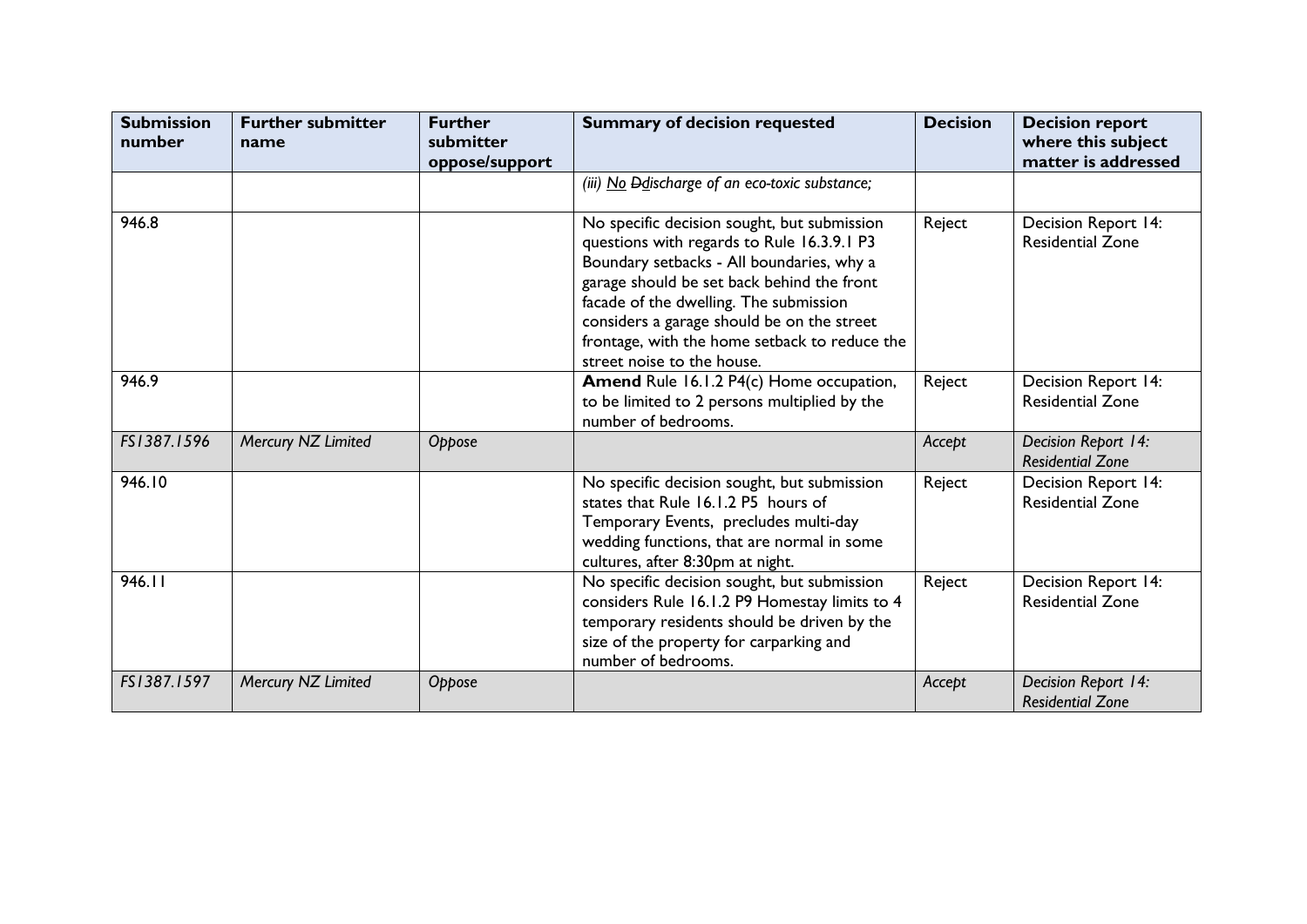| Submission number | Further submitter name | Further submitter oppose/support | Summary of decision requested | Decision | Decision report where this subject matter is addressed |
|---|---|---|---|---|---|
| | | | *(iii) No ~~D~~discharge of an eco-toxic substance;* | | |
| 946.8 | | | No specific decision sought, but submission questions with regards to Rule 16.3.9.1 P3 Boundary setbacks - All boundaries, why a garage should be set back behind the front facade of the dwelling. The submission considers a garage should be on the street frontage, with the home setback to reduce the street noise to the house. | Reject | Decision Report 14: Residential Zone |
| 946.9 | | | **Amend** Rule 16.1.2 P4(c) Home occupation, to be limited to 2 persons multiplied by the number of bedrooms. | Reject | Decision Report 14: Residential Zone |
| *FS1387.1596* | *Mercury NZ Limited* | *Oppose* | | *Accept* | *Decision Report 14: Residential Zone* |
| 946.10 | | | No specific decision sought, but submission states that Rule 16.1.2 P5 hours of Temporary Events, precludes multi-day wedding functions, that are normal in some cultures, after 8:30pm at night. | Reject | Decision Report 14: Residential Zone |
| 946.11 | | | No specific decision sought, but submission considers Rule 16.1.2 P9 Homestay limits to 4 temporary residents should be driven by the size of the property for carparking and number of bedrooms. | Reject | Decision Report 14: Residential Zone |
| *FS1387.1597* | *Mercury NZ Limited* | *Oppose* | | *Accept* | *Decision Report 14: Residential Zone* |